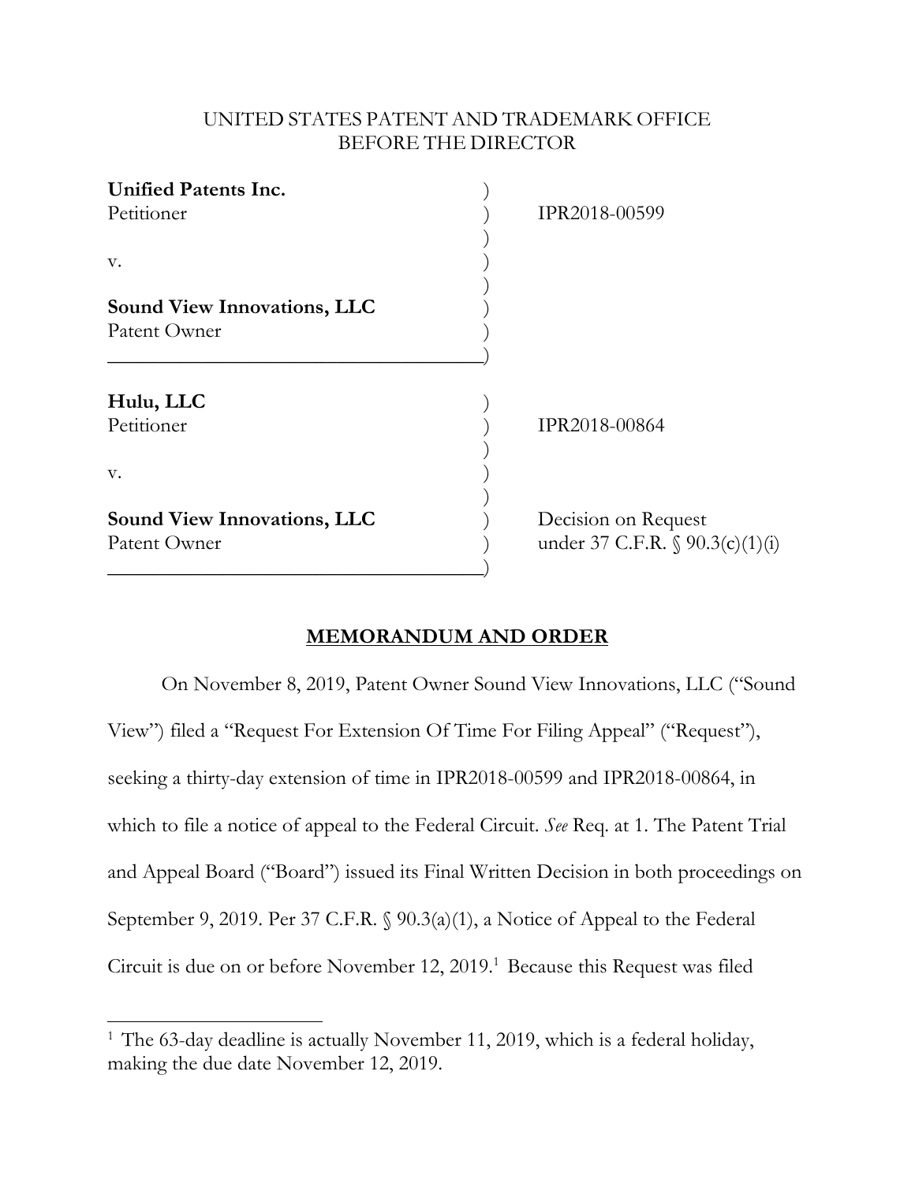UNITED STATES PATENT AND TRADEMARK OFFICE
BEFORE THE DIRECTOR

| | |
|---|---|
| **Unified Patents Inc.** Petitioner v. **Sound View Innovations, LLC** Patent Owner | IPR2018-00599 |
| **Hulu, LLC** Petitioner v. **Sound View Innovations, LLC** Patent Owner | IPR2018-00864 Decision on Request under 37 C.F.R. § 90.3(c)(1)(i) |

## MEMORANDUM AND ORDER

On November 8, 2019, Patent Owner Sound View Innovations, LLC ("Sound View") filed a "Request For Extension Of Time For Filing Appeal" ("Request"), seeking a thirty-day extension of time in IPR2018-00599 and IPR2018-00864, in which to file a notice of appeal to the Federal Circuit. *See* Req. at 1. The Patent Trial and Appeal Board ("Board") issued its Final Written Decision in both proceedings on September 9, 2019. Per 37 C.F.R. § 90.3(a)(1), a Notice of Appeal to the Federal Circuit is due on or before November 12, 2019.[1] Because this Request was filed

[1] The 63-day deadline is actually November 11, 2019, which is a federal holiday, making the due date November 12, 2019.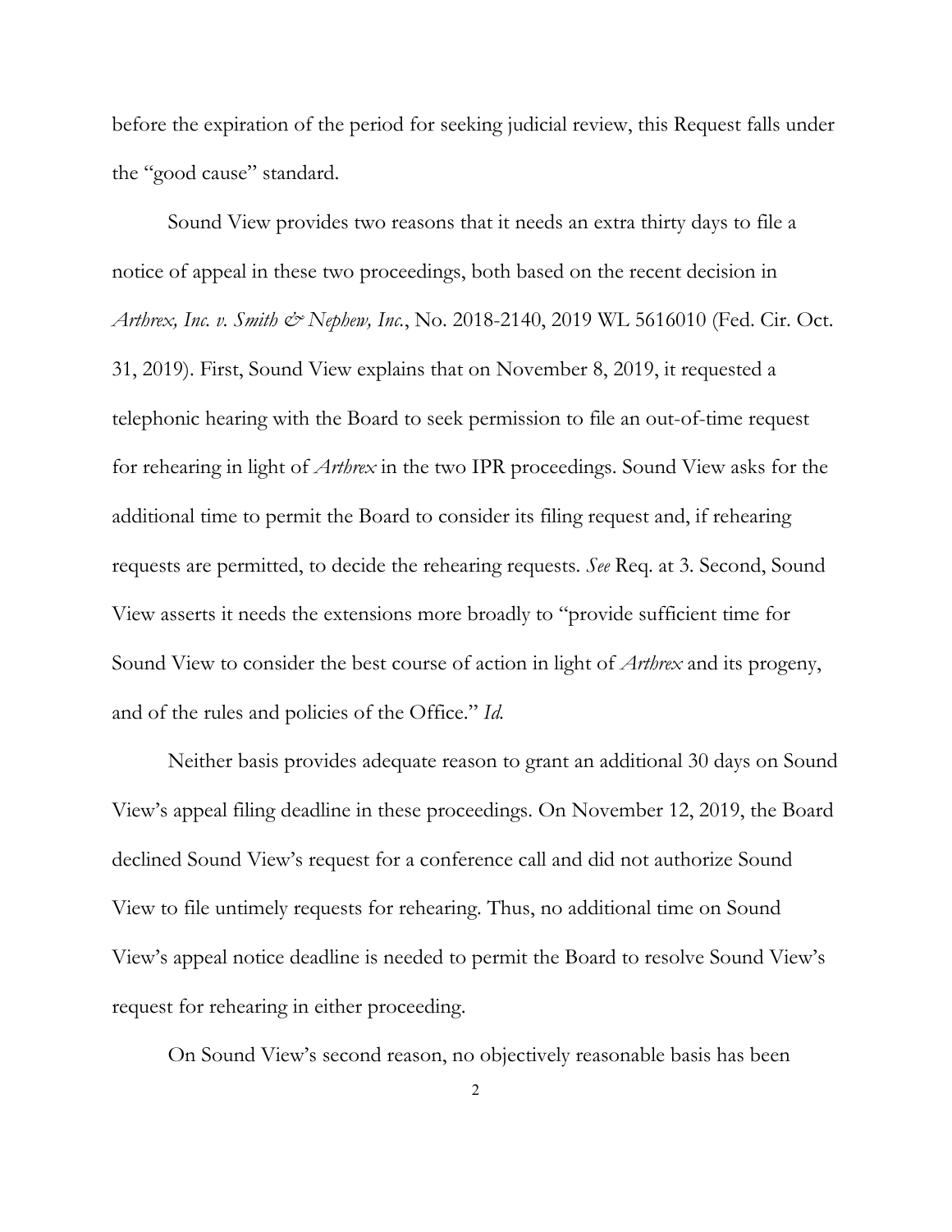before the expiration of the period for seeking judicial review, this Request falls under the "good cause" standard.

Sound View provides two reasons that it needs an extra thirty days to file a notice of appeal in these two proceedings, both based on the recent decision in *Arthrex, Inc. v. Smith & Nephew, Inc.*, No. 2018-2140, 2019 WL 5616010 (Fed. Cir. Oct. 31, 2019). First, Sound View explains that on November 8, 2019, it requested a telephonic hearing with the Board to seek permission to file an out-of-time request for rehearing in light of *Arthrex* in the two IPR proceedings. Sound View asks for the additional time to permit the Board to consider its filing request and, if rehearing requests are permitted, to decide the rehearing requests. *See* Req. at 3. Second, Sound View asserts it needs the extensions more broadly to "provide sufficient time for Sound View to consider the best course of action in light of *Arthrex* and its progeny, and of the rules and policies of the Office." *Id.*

Neither basis provides adequate reason to grant an additional 30 days on Sound View's appeal filing deadline in these proceedings. On November 12, 2019, the Board declined Sound View's request for a conference call and did not authorize Sound View to file untimely requests for rehearing. Thus, no additional time on Sound View's appeal notice deadline is needed to permit the Board to resolve Sound View's request for rehearing in either proceeding.

On Sound View's second reason, no objectively reasonable basis has been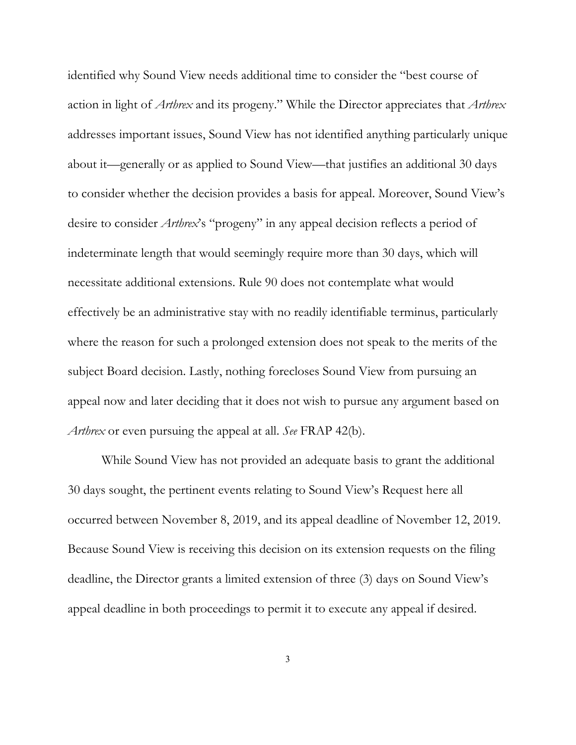identified why Sound View needs additional time to consider the "best course of action in light of *Arthrex* and its progeny." While the Director appreciates that *Arthrex* addresses important issues, Sound View has not identified anything particularly unique about it—generally or as applied to Sound View—that justifies an additional 30 days to consider whether the decision provides a basis for appeal. Moreover, Sound View's desire to consider *Arthrex*'s "progeny" in any appeal decision reflects a period of indeterminate length that would seemingly require more than 30 days, which will necessitate additional extensions. Rule 90 does not contemplate what would effectively be an administrative stay with no readily identifiable terminus, particularly where the reason for such a prolonged extension does not speak to the merits of the subject Board decision. Lastly, nothing forecloses Sound View from pursuing an appeal now and later deciding that it does not wish to pursue any argument based on *Arthrex* or even pursuing the appeal at all. *See* FRAP 42(b).

While Sound View has not provided an adequate basis to grant the additional 30 days sought, the pertinent events relating to Sound View's Request here all occurred between November 8, 2019, and its appeal deadline of November 12, 2019. Because Sound View is receiving this decision on its extension requests on the filing deadline, the Director grants a limited extension of three (3) days on Sound View's appeal deadline in both proceedings to permit it to execute any appeal if desired.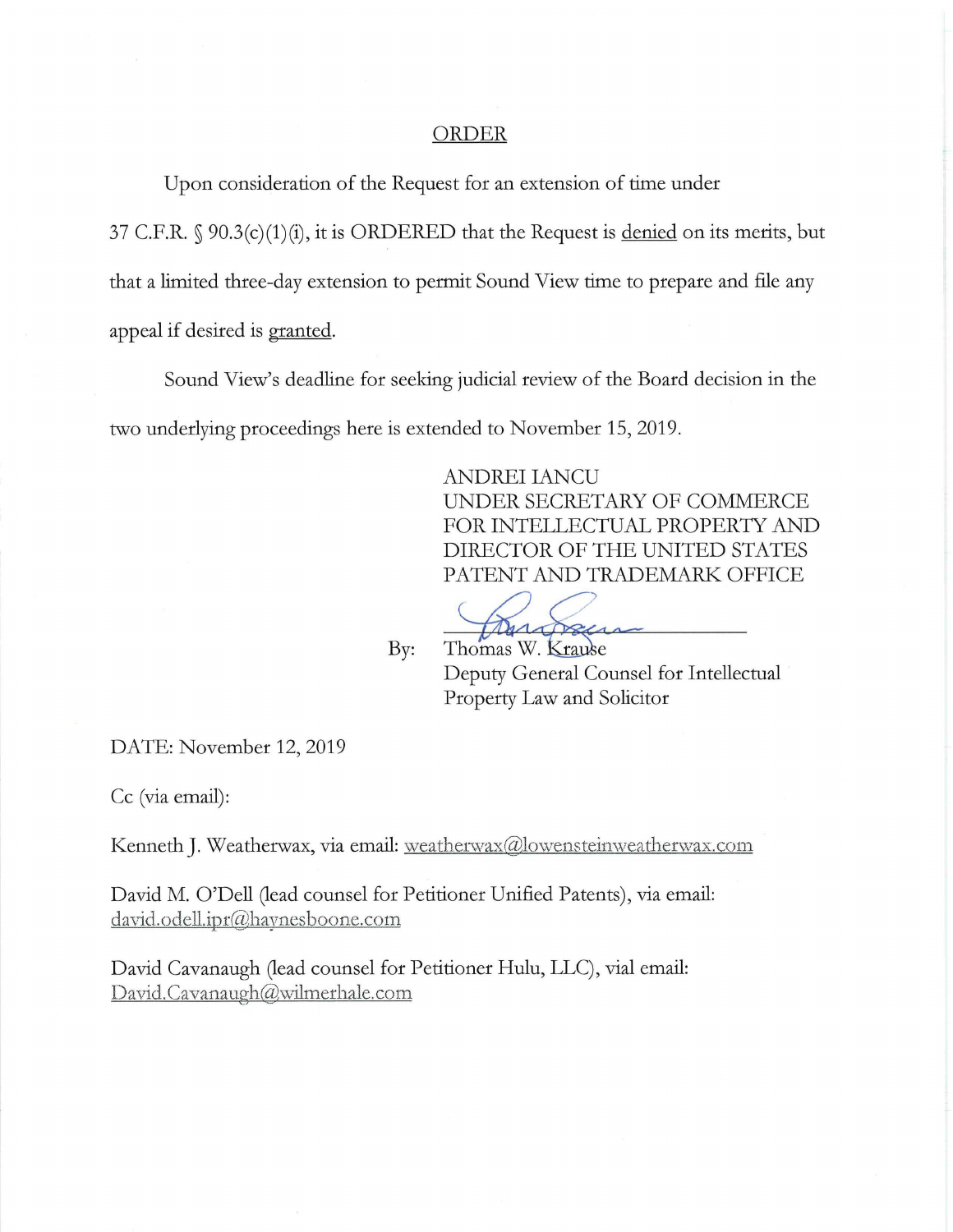## ORDER

Upon consideration of the Request for an extension of time under 37 C.F.R. § 90.3(c)(1)(i), it is ORDERED that the Request is denied on its merits, but that a limited three-day extension to permit Sound View time to prepare and file any appeal if desired is granted.

Sound View's deadline for seeking judicial review of the Board decision in the two underlying proceedings here is extended to November 15, 2019.

ANDREI IANCU
UNDER SECRETARY OF COMMERCE
FOR INTELLECTUAL PROPERTY AND
DIRECTOR OF THE UNITED STATES
PATENT AND TRADEMARK OFFICE

By: Thomas W. Krause
Deputy General Counsel for Intellectual Property Law and Solicitor

DATE: November 12, 2019

Cc (via email):

Kenneth J. Weatherwax, via email: weatherwax@lowensteinweatherwax.com

David M. O'Dell (lead counsel for Petitioner Unified Patents), via email: david.odell.ipr@haynesboone.com

David Cavanaugh (lead counsel for Petitioner Hulu, LLC), vial email: David.Cavanaugh@wilmerhale.com